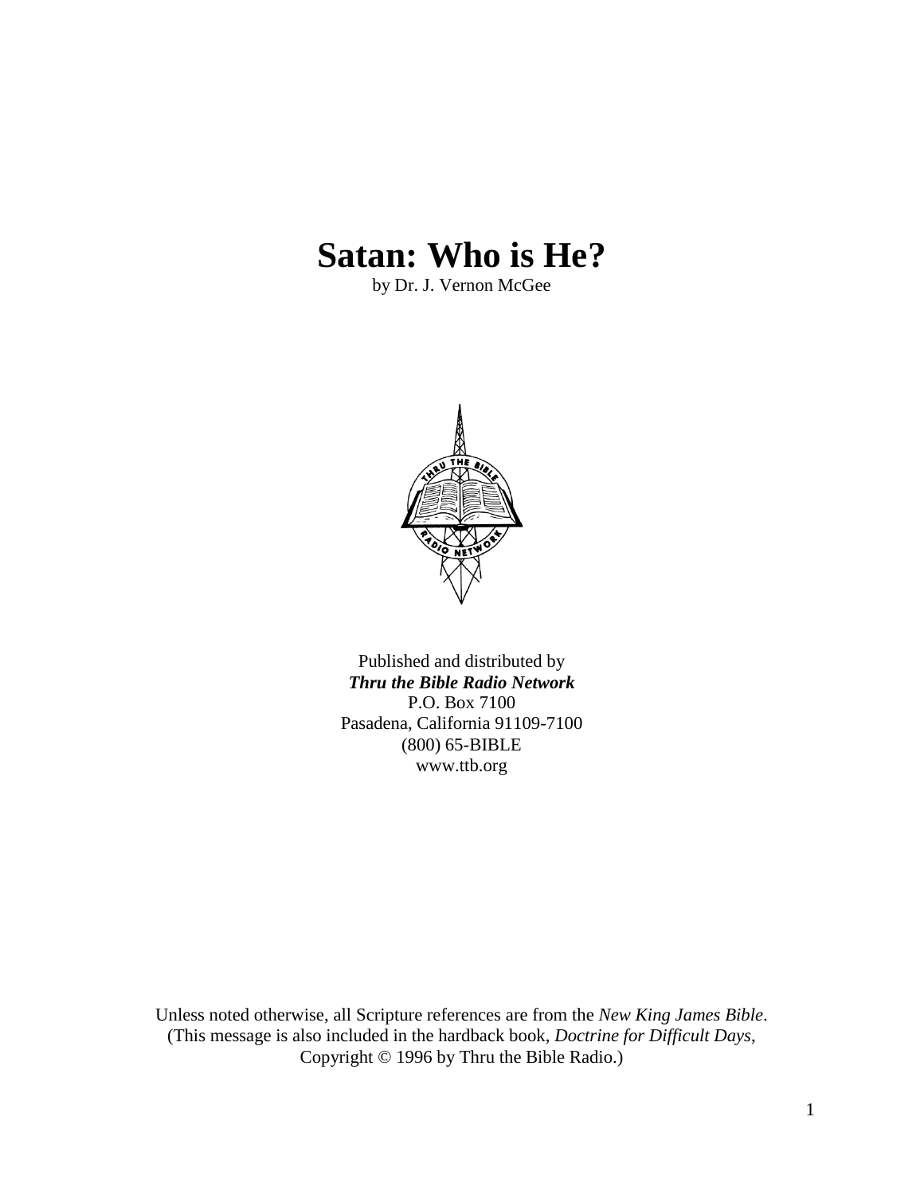# Satan: Who is He?

by Dr. J. Vernon McGee

Published and distributed by
***Thru the Bible Radio Network***
P.O. Box 7100
Pasadena, California 91109-7100
(800) 65-BIBLE
www.ttb.org

Unless noted otherwise, all Scripture references are from the *New King James Bible*.
(This message is also included in the hardback book, *Doctrine for Difficult Days*,
Copyright © 1996 by Thru the Bible Radio.)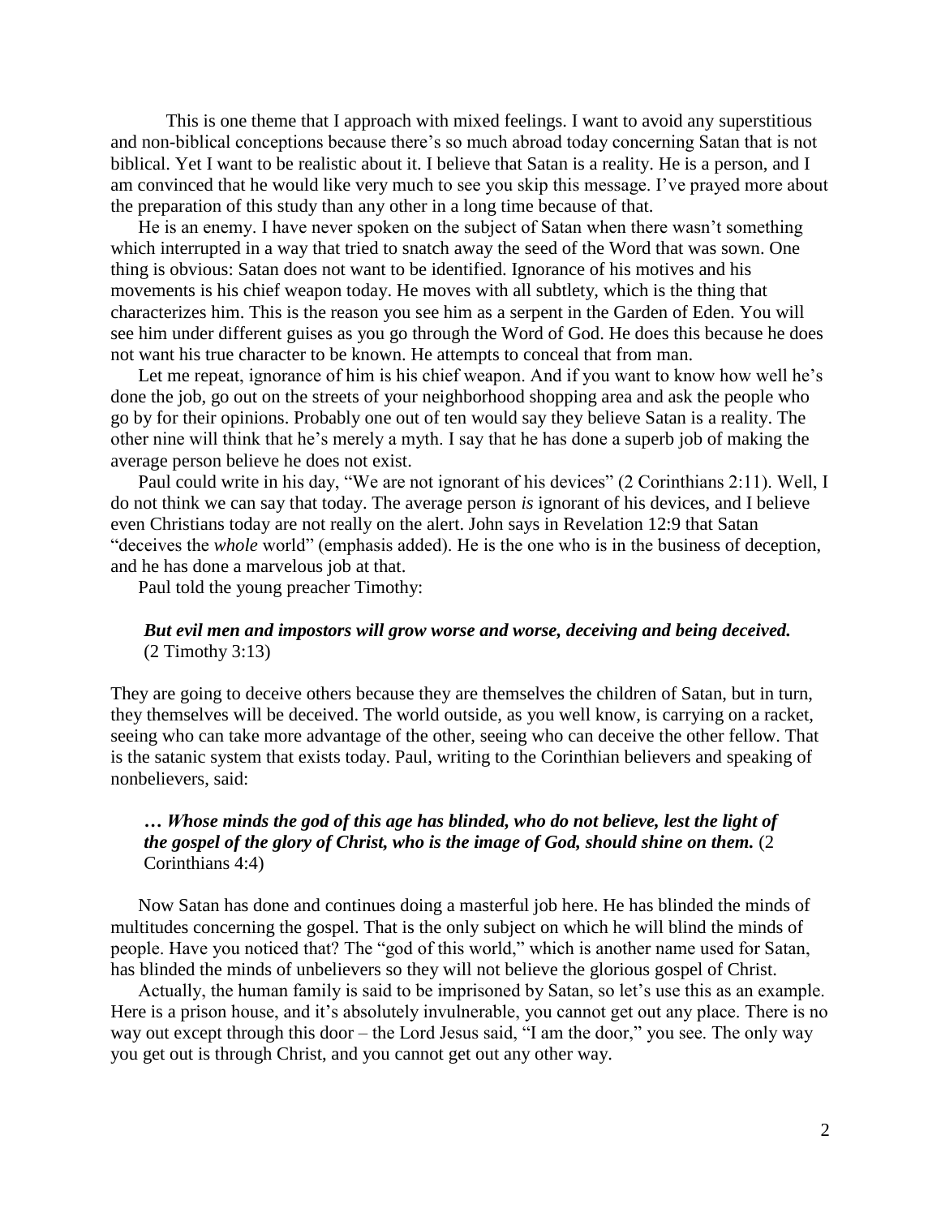This is one theme that I approach with mixed feelings. I want to avoid any superstitious and non-biblical conceptions because there's so much abroad today concerning Satan that is not biblical. Yet I want to be realistic about it. I believe that Satan is a reality. He is a person, and I am convinced that he would like very much to see you skip this message. I've prayed more about the preparation of this study than any other in a long time because of that.

He is an enemy. I have never spoken on the subject of Satan when there wasn't something which interrupted in a way that tried to snatch away the seed of the Word that was sown. One thing is obvious: Satan does not want to be identified. Ignorance of his motives and his movements is his chief weapon today. He moves with all subtlety, which is the thing that characterizes him. This is the reason you see him as a serpent in the Garden of Eden. You will see him under different guises as you go through the Word of God. He does this because he does not want his true character to be known. He attempts to conceal that from man.

Let me repeat, ignorance of him is his chief weapon. And if you want to know how well he's done the job, go out on the streets of your neighborhood shopping area and ask the people who go by for their opinions. Probably one out of ten would say they believe Satan is a reality. The other nine will think that he's merely a myth. I say that he has done a superb job of making the average person believe he does not exist.

Paul could write in his day, "We are not ignorant of his devices" (2 Corinthians 2:11). Well, I do not think we can say that today. The average person *is* ignorant of his devices, and I believe even Christians today are not really on the alert. John says in Revelation 12:9 that Satan "deceives the *whole* world" (emphasis added). He is the one who is in the business of deception, and he has done a marvelous job at that.

Paul told the young preacher Timothy:

> ***But evil men and impostors will grow worse and worse, deceiving and being deceived.*** (2 Timothy 3:13)

They are going to deceive others because they are themselves the children of Satan, but in turn, they themselves will be deceived. The world outside, as you well know, is carrying on a racket, seeing who can take more advantage of the other, seeing who can deceive the other fellow. That is the satanic system that exists today. Paul, writing to the Corinthian believers and speaking of nonbelievers, said:

> ***… Whose minds the god of this age has blinded, who do not believe, lest the light of the gospel of the glory of Christ, who is the image of God, should shine on them.*** (2 Corinthians 4:4)

Now Satan has done and continues doing a masterful job here. He has blinded the minds of multitudes concerning the gospel. That is the only subject on which he will blind the minds of people. Have you noticed that? The "god of this world," which is another name used for Satan, has blinded the minds of unbelievers so they will not believe the glorious gospel of Christ.

Actually, the human family is said to be imprisoned by Satan, so let's use this as an example. Here is a prison house, and it's absolutely invulnerable, you cannot get out any place. There is no way out except through this door – the Lord Jesus said, "I am the door," you see. The only way you get out is through Christ, and you cannot get out any other way.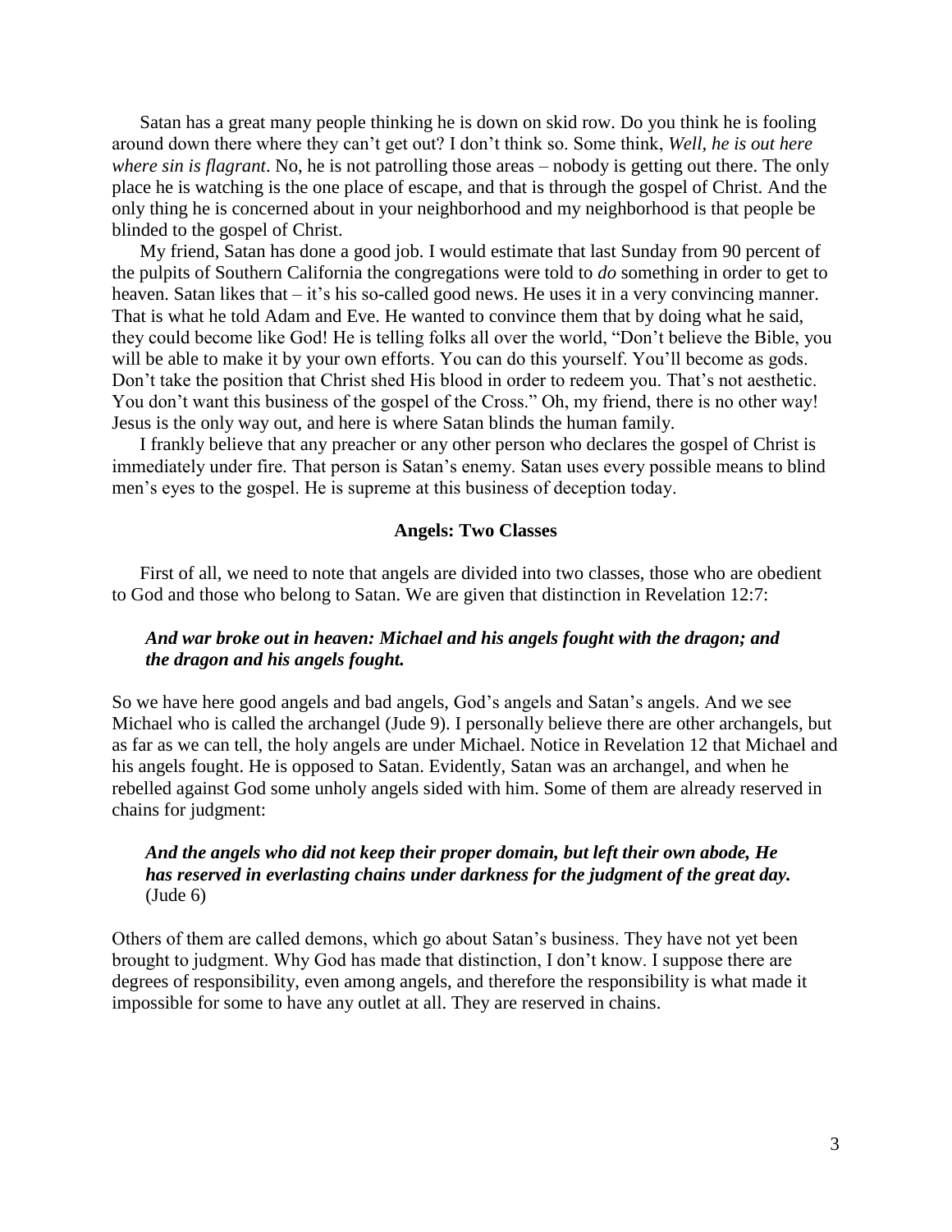Satan has a great many people thinking he is down on skid row. Do you think he is fooling around down there where they can't get out? I don't think so. Some think, *Well, he is out here where sin is flagrant*. No, he is not patrolling those areas – nobody is getting out there. The only place he is watching is the one place of escape, and that is through the gospel of Christ. And the only thing he is concerned about in your neighborhood and my neighborhood is that people be blinded to the gospel of Christ.

My friend, Satan has done a good job. I would estimate that last Sunday from 90 percent of the pulpits of Southern California the congregations were told to *do* something in order to get to heaven. Satan likes that – it's his so-called good news. He uses it in a very convincing manner. That is what he told Adam and Eve. He wanted to convince them that by doing what he said, they could become like God! He is telling folks all over the world, "Don't believe the Bible, you will be able to make it by your own efforts. You can do this yourself. You'll become as gods. Don't take the position that Christ shed His blood in order to redeem you. That's not aesthetic. You don't want this business of the gospel of the Cross." Oh, my friend, there is no other way! Jesus is the only way out, and here is where Satan blinds the human family.

I frankly believe that any preacher or any other person who declares the gospel of Christ is immediately under fire. That person is Satan's enemy. Satan uses every possible means to blind men's eyes to the gospel. He is supreme at this business of deception today.

### Angels: Two Classes

First of all, we need to note that angels are divided into two classes, those who are obedient to God and those who belong to Satan. We are given that distinction in Revelation 12:7:

> ***And war broke out in heaven: Michael and his angels fought with the dragon; and the dragon and his angels fought.***

So we have here good angels and bad angels, God's angels and Satan's angels. And we see Michael who is called the archangel (Jude 9). I personally believe there are other archangels, but as far as we can tell, the holy angels are under Michael. Notice in Revelation 12 that Michael and his angels fought. He is opposed to Satan. Evidently, Satan was an archangel, and when he rebelled against God some unholy angels sided with him. Some of them are already reserved in chains for judgment:

> ***And the angels who did not keep their proper domain, but left their own abode, He has reserved in everlasting chains under darkness for the judgment of the great day.*** (Jude 6)

Others of them are called demons, which go about Satan's business. They have not yet been brought to judgment. Why God has made that distinction, I don't know. I suppose there are degrees of responsibility, even among angels, and therefore the responsibility is what made it impossible for some to have any outlet at all. They are reserved in chains.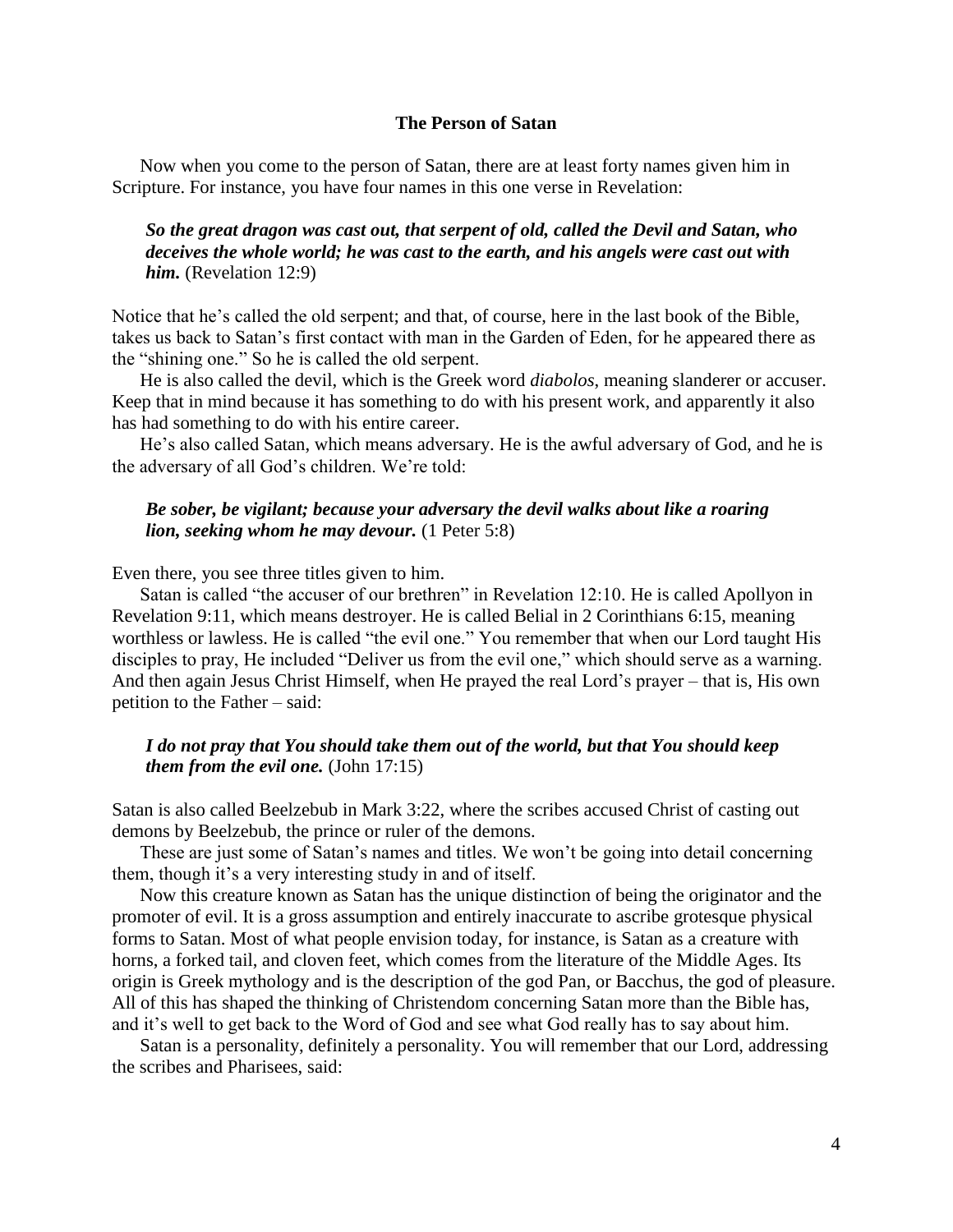### The Person of Satan

Now when you come to the person of Satan, there are at least forty names given him in Scripture. For instance, you have four names in this one verse in Revelation:

> ***So the great dragon was cast out, that serpent of old, called the Devil and Satan, who deceives the whole world; he was cast to the earth, and his angels were cast out with him.*** (Revelation 12:9)

Notice that he's called the old serpent; and that, of course, here in the last book of the Bible, takes us back to Satan's first contact with man in the Garden of Eden, for he appeared there as the "shining one." So he is called the old serpent.

He is also called the devil, which is the Greek word *diabolos*, meaning slanderer or accuser. Keep that in mind because it has something to do with his present work, and apparently it also has had something to do with his entire career.

He's also called Satan, which means adversary. He is the awful adversary of God, and he is the adversary of all God's children. We're told:

> ***Be sober, be vigilant; because your adversary the devil walks about like a roaring lion, seeking whom he may devour.*** (1 Peter 5:8)

Even there, you see three titles given to him.

Satan is called "the accuser of our brethren" in Revelation 12:10. He is called Apollyon in Revelation 9:11, which means destroyer. He is called Belial in 2 Corinthians 6:15, meaning worthless or lawless. He is called "the evil one." You remember that when our Lord taught His disciples to pray, He included "Deliver us from the evil one," which should serve as a warning. And then again Jesus Christ Himself, when He prayed the real Lord's prayer – that is, His own petition to the Father – said:

> ***I do not pray that You should take them out of the world, but that You should keep them from the evil one.*** (John 17:15)

Satan is also called Beelzebub in Mark 3:22, where the scribes accused Christ of casting out demons by Beelzebub, the prince or ruler of the demons.

These are just some of Satan's names and titles. We won't be going into detail concerning them, though it's a very interesting study in and of itself.

Now this creature known as Satan has the unique distinction of being the originator and the promoter of evil. It is a gross assumption and entirely inaccurate to ascribe grotesque physical forms to Satan. Most of what people envision today, for instance, is Satan as a creature with horns, a forked tail, and cloven feet, which comes from the literature of the Middle Ages. Its origin is Greek mythology and is the description of the god Pan, or Bacchus, the god of pleasure. All of this has shaped the thinking of Christendom concerning Satan more than the Bible has, and it's well to get back to the Word of God and see what God really has to say about him.

Satan is a personality, definitely a personality. You will remember that our Lord, addressing the scribes and Pharisees, said: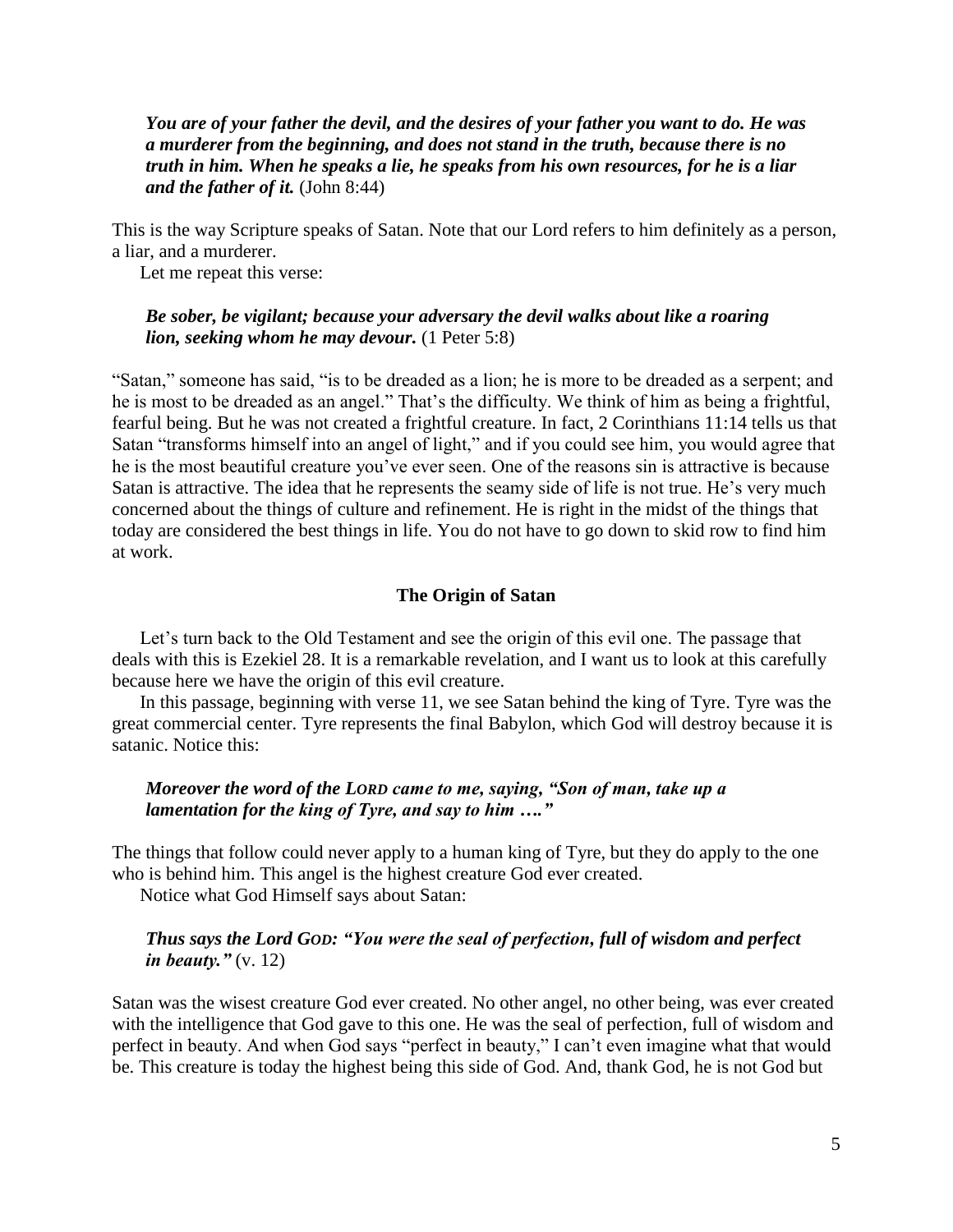*You are of your father the devil, and the desires of your father you want to do. He was a murderer from the beginning, and does not stand in the truth, because there is no truth in him. When he speaks a lie, he speaks from his own resources, for he is a liar and the father of it.* (John 8:44)

This is the way Scripture speaks of Satan. Note that our Lord refers to him definitely as a person, a liar, and a murderer.

Let me repeat this verse:

*Be sober, be vigilant; because your adversary the devil walks about like a roaring lion, seeking whom he may devour.* (1 Peter 5:8)

"Satan," someone has said, "is to be dreaded as a lion; he is more to be dreaded as a serpent; and he is most to be dreaded as an angel." That's the difficulty. We think of him as being a frightful, fearful being. But he was not created a frightful creature. In fact, 2 Corinthians 11:14 tells us that Satan "transforms himself into an angel of light," and if you could see him, you would agree that he is the most beautiful creature you've ever seen. One of the reasons sin is attractive is because Satan is attractive. The idea that he represents the seamy side of life is not true. He's very much concerned about the things of culture and refinement. He is right in the midst of the things that today are considered the best things in life. You do not have to go down to skid row to find him at work.

### The Origin of Satan

Let's turn back to the Old Testament and see the origin of this evil one. The passage that deals with this is Ezekiel 28. It is a remarkable revelation, and I want us to look at this carefully because here we have the origin of this evil creature.

In this passage, beginning with verse 11, we see Satan behind the king of Tyre. Tyre was the great commercial center. Tyre represents the final Babylon, which God will destroy because it is satanic. Notice this:

*Moreover the word of the LORD came to me, saying, "Son of man, take up a lamentation for the king of Tyre, and say to him …."*

The things that follow could never apply to a human king of Tyre, but they do apply to the one who is behind him. This angel is the highest creature God ever created.

Notice what God Himself says about Satan:

*Thus says the Lord GOD: "You were the seal of perfection, full of wisdom and perfect in beauty."* (v. 12)

Satan was the wisest creature God ever created. No other angel, no other being, was ever created with the intelligence that God gave to this one. He was the seal of perfection, full of wisdom and perfect in beauty. And when God says "perfect in beauty," I can't even imagine what that would be. This creature is today the highest being this side of God. And, thank God, he is not God but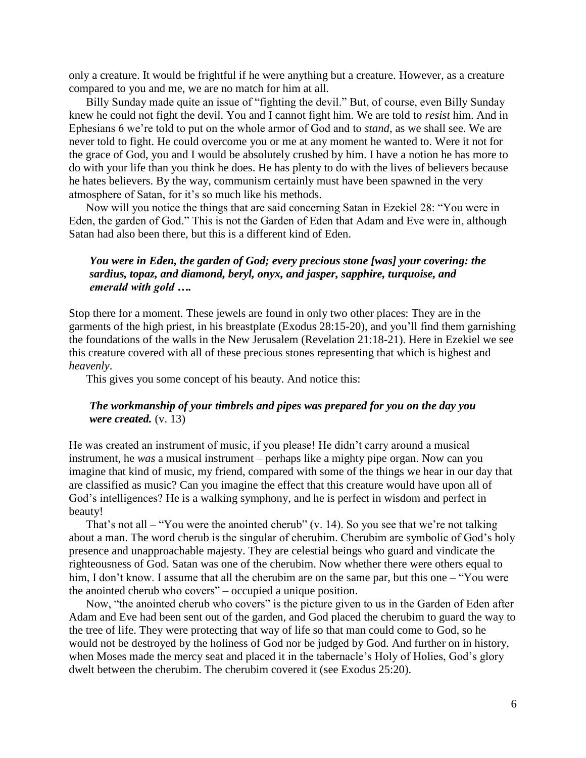only a creature. It would be frightful if he were anything but a creature. However, as a creature compared to you and me, we are no match for him at all.

Billy Sunday made quite an issue of "fighting the devil." But, of course, even Billy Sunday knew he could not fight the devil. You and I cannot fight him. We are told to *resist* him. And in Ephesians 6 we're told to put on the whole armor of God and to *stand*, as we shall see. We are never told to fight. He could overcome you or me at any moment he wanted to. Were it not for the grace of God, you and I would be absolutely crushed by him. I have a notion he has more to do with your life than you think he does. He has plenty to do with the lives of believers because he hates believers. By the way, communism certainly must have been spawned in the very atmosphere of Satan, for it's so much like his methods.

Now will you notice the things that are said concerning Satan in Ezekiel 28: "You were in Eden, the garden of God." This is not the Garden of Eden that Adam and Eve were in, although Satan had also been there, but this is a different kind of Eden.

> ***You were in Eden, the garden of God; every precious stone [was] your covering: the sardius, topaz, and diamond, beryl, onyx, and jasper, sapphire, turquoise, and emerald with gold ….***

Stop there for a moment. These jewels are found in only two other places: They are in the garments of the high priest, in his breastplate (Exodus 28:15-20), and you'll find them garnishing the foundations of the walls in the New Jerusalem (Revelation 21:18-21). Here in Ezekiel we see this creature covered with all of these precious stones representing that which is highest and *heavenly*.

This gives you some concept of his beauty. And notice this:

> ***The workmanship of your timbrels and pipes was prepared for you on the day you were created.*** (v. 13)

He was created an instrument of music, if you please! He didn't carry around a musical instrument, he *was* a musical instrument – perhaps like a mighty pipe organ. Now can you imagine that kind of music, my friend, compared with some of the things we hear in our day that are classified as music? Can you imagine the effect that this creature would have upon all of God's intelligences? He is a walking symphony, and he is perfect in wisdom and perfect in beauty!

That's not all – "You were the anointed cherub" (v. 14). So you see that we're not talking about a man. The word cherub is the singular of cherubim. Cherubim are symbolic of God's holy presence and unapproachable majesty. They are celestial beings who guard and vindicate the righteousness of God. Satan was one of the cherubim. Now whether there were others equal to him, I don't know. I assume that all the cherubim are on the same par, but this one – "You were the anointed cherub who covers" – occupied a unique position.

Now, "the anointed cherub who covers" is the picture given to us in the Garden of Eden after Adam and Eve had been sent out of the garden, and God placed the cherubim to guard the way to the tree of life. They were protecting that way of life so that man could come to God, so he would not be destroyed by the holiness of God nor be judged by God. And further on in history, when Moses made the mercy seat and placed it in the tabernacle's Holy of Holies, God's glory dwelt between the cherubim. The cherubim covered it (see Exodus 25:20).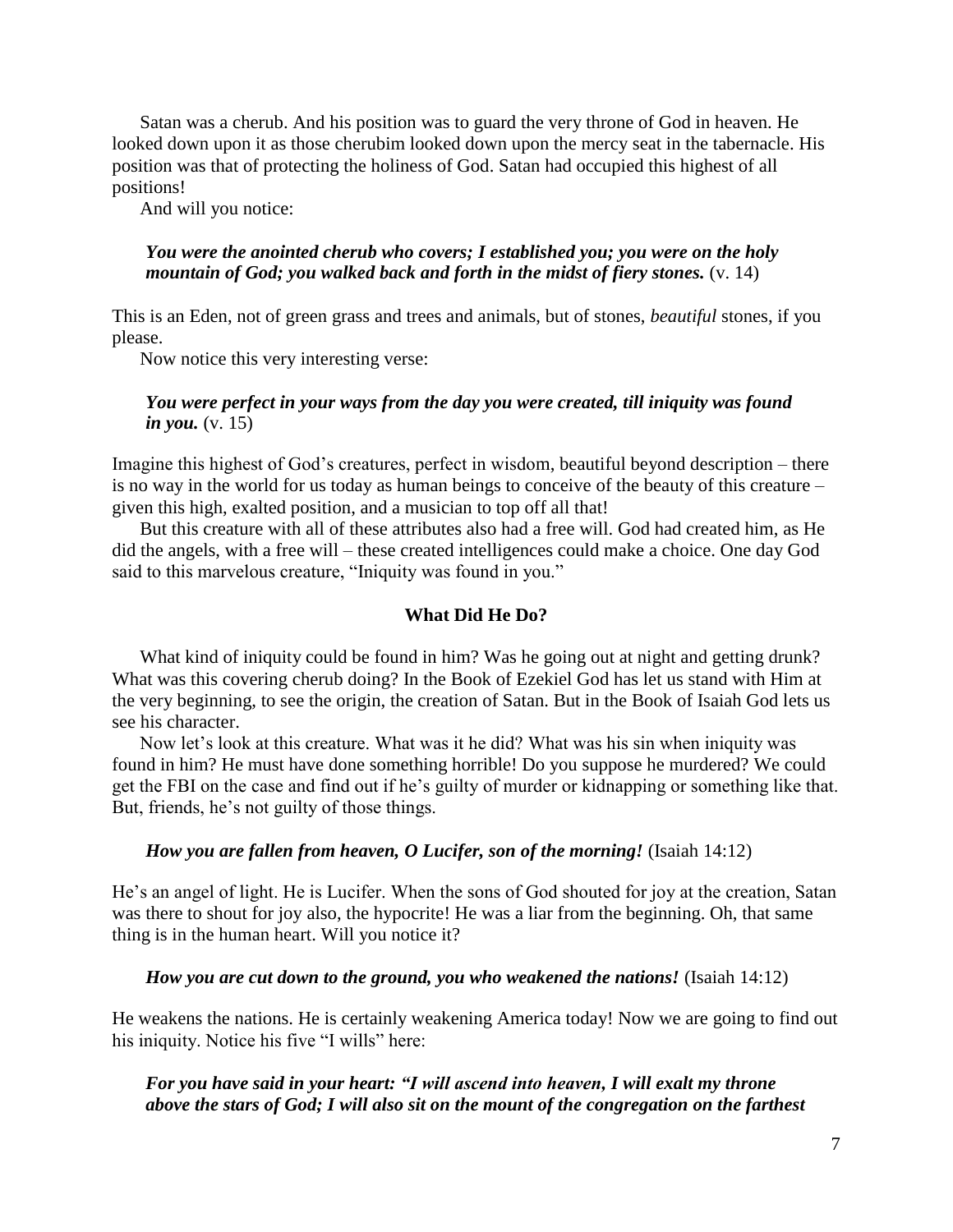Satan was a cherub. And his position was to guard the very throne of God in heaven. He looked down upon it as those cherubim looked down upon the mercy seat in the tabernacle. His position was that of protecting the holiness of God. Satan had occupied this highest of all positions!

And will you notice:

> ***You were the anointed cherub who covers; I established you; you were on the holy mountain of God; you walked back and forth in the midst of fiery stones.*** (v. 14)

This is an Eden, not of green grass and trees and animals, but of stones, *beautiful* stones, if you please.

Now notice this very interesting verse:

> ***You were perfect in your ways from the day you were created, till iniquity was found in you.*** (v. 15)

Imagine this highest of God's creatures, perfect in wisdom, beautiful beyond description – there is no way in the world for us today as human beings to conceive of the beauty of this creature – given this high, exalted position, and a musician to top off all that!

But this creature with all of these attributes also had a free will. God had created him, as He did the angels, with a free will – these created intelligences could make a choice. One day God said to this marvelous creature, "Iniquity was found in you."

### What Did He Do?

What kind of iniquity could be found in him? Was he going out at night and getting drunk? What was this covering cherub doing? In the Book of Ezekiel God has let us stand with Him at the very beginning, to see the origin, the creation of Satan. But in the Book of Isaiah God lets us see his character.

Now let's look at this creature. What was it he did? What was his sin when iniquity was found in him? He must have done something horrible! Do you suppose he murdered? We could get the FBI on the case and find out if he's guilty of murder or kidnapping or something like that. But, friends, he's not guilty of those things.

> ***How you are fallen from heaven, O Lucifer, son of the morning!*** (Isaiah 14:12)

He's an angel of light. He is Lucifer. When the sons of God shouted for joy at the creation, Satan was there to shout for joy also, the hypocrite! He was a liar from the beginning. Oh, that same thing is in the human heart. Will you notice it?

> ***How you are cut down to the ground, you who weakened the nations!*** (Isaiah 14:12)

He weakens the nations. He is certainly weakening America today! Now we are going to find out his iniquity. Notice his five "I wills" here:

> ***For you have said in your heart: "I will ascend into heaven, I will exalt my throne above the stars of God; I will also sit on the mount of the congregation on the farthest***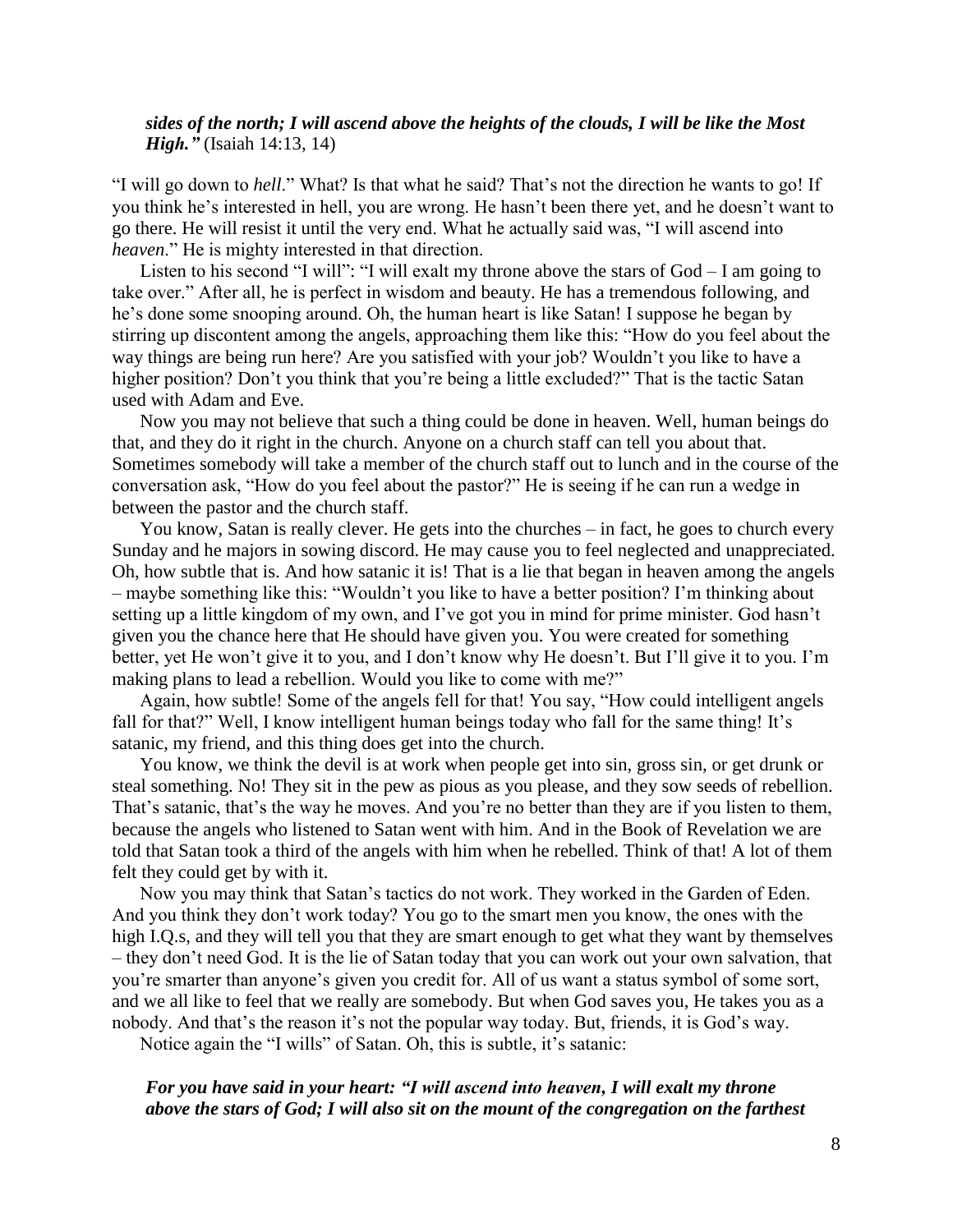***sides of the north; I will ascend above the heights of the clouds, I will be like the Most High."*** (Isaiah 14:13, 14)

"I will go down to *hell*." What? Is that what he said? That's not the direction he wants to go! If you think he's interested in hell, you are wrong. He hasn't been there yet, and he doesn't want to go there. He will resist it until the very end. What he actually said was, "I will ascend into *heaven*." He is mighty interested in that direction.

Listen to his second "I will": "I will exalt my throne above the stars of God – I am going to take over." After all, he is perfect in wisdom and beauty. He has a tremendous following, and he's done some snooping around. Oh, the human heart is like Satan! I suppose he began by stirring up discontent among the angels, approaching them like this: "How do you feel about the way things are being run here? Are you satisfied with your job? Wouldn't you like to have a higher position? Don't you think that you're being a little excluded?" That is the tactic Satan used with Adam and Eve.

Now you may not believe that such a thing could be done in heaven. Well, human beings do that, and they do it right in the church. Anyone on a church staff can tell you about that. Sometimes somebody will take a member of the church staff out to lunch and in the course of the conversation ask, "How do you feel about the pastor?" He is seeing if he can run a wedge in between the pastor and the church staff.

You know, Satan is really clever. He gets into the churches – in fact, he goes to church every Sunday and he majors in sowing discord. He may cause you to feel neglected and unappreciated. Oh, how subtle that is. And how satanic it is! That is a lie that began in heaven among the angels – maybe something like this: "Wouldn't you like to have a better position? I'm thinking about setting up a little kingdom of my own, and I've got you in mind for prime minister. God hasn't given you the chance here that He should have given you. You were created for something better, yet He won't give it to you, and I don't know why He doesn't. But I'll give it to you. I'm making plans to lead a rebellion. Would you like to come with me?"

Again, how subtle! Some of the angels fell for that! You say, "How could intelligent angels fall for that?" Well, I know intelligent human beings today who fall for the same thing! It's satanic, my friend, and this thing does get into the church.

You know, we think the devil is at work when people get into sin, gross sin, or get drunk or steal something. No! They sit in the pew as pious as you please, and they sow seeds of rebellion. That's satanic, that's the way he moves. And you're no better than they are if you listen to them, because the angels who listened to Satan went with him. And in the Book of Revelation we are told that Satan took a third of the angels with him when he rebelled. Think of that! A lot of them felt they could get by with it.

Now you may think that Satan's tactics do not work. They worked in the Garden of Eden. And you think they don't work today? You go to the smart men you know, the ones with the high I.Q.s, and they will tell you that they are smart enough to get what they want by themselves – they don't need God. It is the lie of Satan today that you can work out your own salvation, that you're smarter than anyone's given you credit for. All of us want a status symbol of some sort, and we all like to feel that we really are somebody. But when God saves you, He takes you as a nobody. And that's the reason it's not the popular way today. But, friends, it is God's way.

Notice again the "I wills" of Satan. Oh, this is subtle, it's satanic:

***For you have said in your heart: "I will ascend into heaven, I will exalt my throne above the stars of God; I will also sit on the mount of the congregation on the farthest***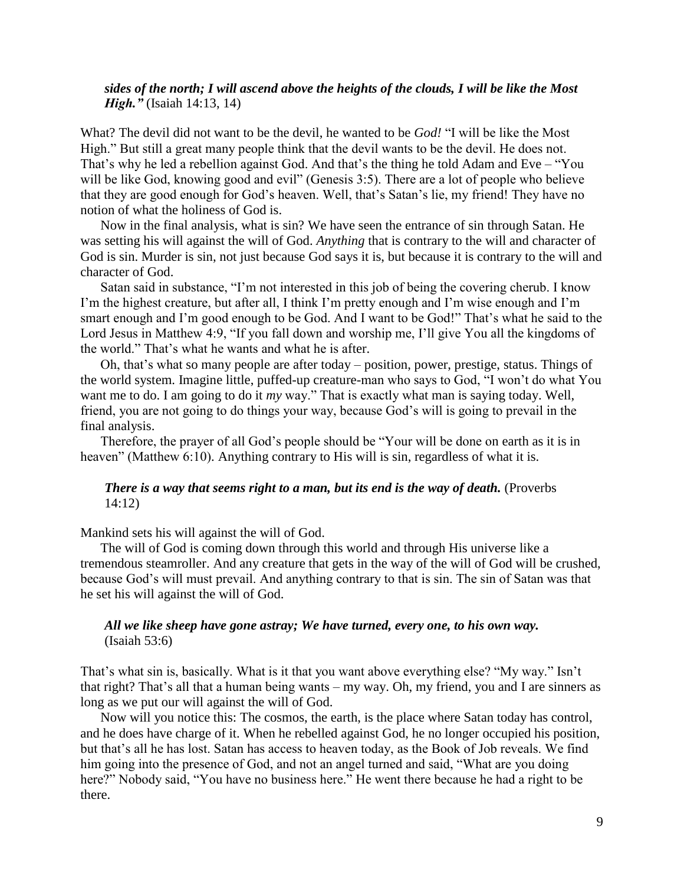> ***sides of the north; I will ascend above the heights of the clouds, I will be like the Most High."*** (Isaiah 14:13, 14)

What? The devil did not want to be the devil, he wanted to be *God!* "I will be like the Most High." But still a great many people think that the devil wants to be the devil. He does not. That's why he led a rebellion against God. And that's the thing he told Adam and Eve – "You will be like God, knowing good and evil" (Genesis 3:5). There are a lot of people who believe that they are good enough for God's heaven. Well, that's Satan's lie, my friend! They have no notion of what the holiness of God is.

Now in the final analysis, what is sin? We have seen the entrance of sin through Satan. He was setting his will against the will of God. *Anything* that is contrary to the will and character of God is sin. Murder is sin, not just because God says it is, but because it is contrary to the will and character of God.

Satan said in substance, "I'm not interested in this job of being the covering cherub. I know I'm the highest creature, but after all, I think I'm pretty enough and I'm wise enough and I'm smart enough and I'm good enough to be God. And I want to be God!" That's what he said to the Lord Jesus in Matthew 4:9, "If you fall down and worship me, I'll give You all the kingdoms of the world." That's what he wants and what he is after.

Oh, that's what so many people are after today – position, power, prestige, status. Things of the world system. Imagine little, puffed-up creature-man who says to God, "I won't do what You want me to do. I am going to do it *my* way." That is exactly what man is saying today. Well, friend, you are not going to do things your way, because God's will is going to prevail in the final analysis.

Therefore, the prayer of all God's people should be "Your will be done on earth as it is in heaven" (Matthew 6:10). Anything contrary to His will is sin, regardless of what it is.

> ***There is a way that seems right to a man, but its end is the way of death.*** (Proverbs 14:12)

Mankind sets his will against the will of God.

The will of God is coming down through this world and through His universe like a tremendous steamroller. And any creature that gets in the way of the will of God will be crushed, because God's will must prevail. And anything contrary to that is sin. The sin of Satan was that he set his will against the will of God.

> ***All we like sheep have gone astray; We have turned, every one, to his own way.*** (Isaiah 53:6)

That's what sin is, basically. What is it that you want above everything else? "My way." Isn't that right? That's all that a human being wants – my way. Oh, my friend, you and I are sinners as long as we put our will against the will of God.

Now will you notice this: The cosmos, the earth, is the place where Satan today has control, and he does have charge of it. When he rebelled against God, he no longer occupied his position, but that's all he has lost. Satan has access to heaven today, as the Book of Job reveals. We find him going into the presence of God, and not an angel turned and said, "What are you doing here?" Nobody said, "You have no business here." He went there because he had a right to be there.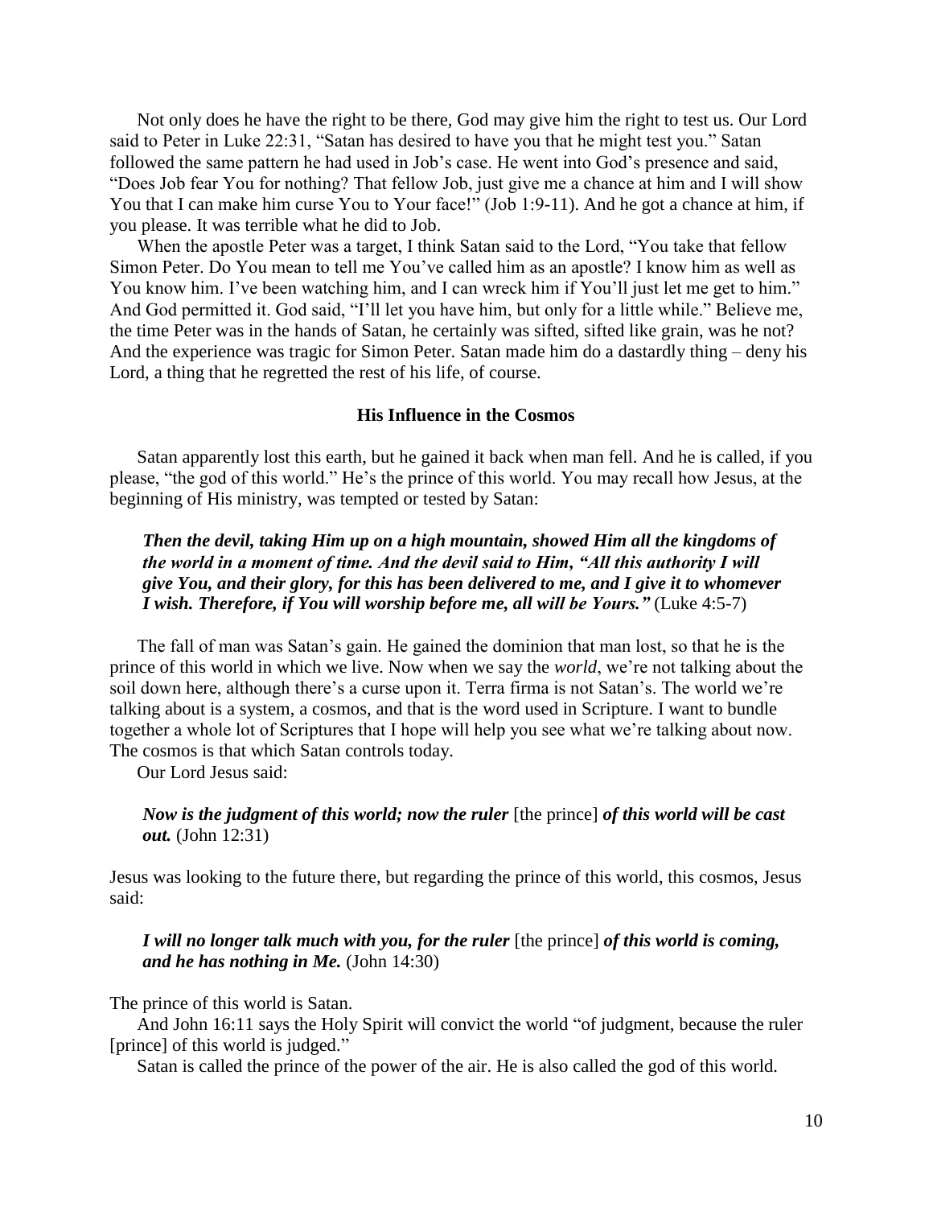Not only does he have the right to be there, God may give him the right to test us. Our Lord said to Peter in Luke 22:31, "Satan has desired to have you that he might test you." Satan followed the same pattern he had used in Job's case. He went into God's presence and said, "Does Job fear You for nothing? That fellow Job, just give me a chance at him and I will show You that I can make him curse You to Your face!" (Job 1:9-11). And he got a chance at him, if you please. It was terrible what he did to Job.

When the apostle Peter was a target, I think Satan said to the Lord, "You take that fellow Simon Peter. Do You mean to tell me You've called him as an apostle? I know him as well as You know him. I've been watching him, and I can wreck him if You'll just let me get to him." And God permitted it. God said, "I'll let you have him, but only for a little while." Believe me, the time Peter was in the hands of Satan, he certainly was sifted, sifted like grain, was he not? And the experience was tragic for Simon Peter. Satan made him do a dastardly thing – deny his Lord, a thing that he regretted the rest of his life, of course.

### His Influence in the Cosmos

Satan apparently lost this earth, but he gained it back when man fell. And he is called, if you please, "the god of this world." He's the prince of this world. You may recall how Jesus, at the beginning of His ministry, was tempted or tested by Satan:

> ***Then the devil, taking Him up on a high mountain, showed Him all the kingdoms of the world in a moment of time. And the devil said to Him, "All this authority I will give You, and their glory, for this has been delivered to me, and I give it to whomever I wish. Therefore, if You will worship before me, all will be Yours."*** (Luke 4:5-7)

The fall of man was Satan's gain. He gained the dominion that man lost, so that he is the prince of this world in which we live. Now when we say the *world*, we're not talking about the soil down here, although there's a curse upon it. Terra firma is not Satan's. The world we're talking about is a system, a cosmos, and that is the word used in Scripture. I want to bundle together a whole lot of Scriptures that I hope will help you see what we're talking about now. The cosmos is that which Satan controls today.

Our Lord Jesus said:

> ***Now is the judgment of this world; now the ruler*** [the prince] ***of this world will be cast out.*** (John 12:31)

Jesus was looking to the future there, but regarding the prince of this world, this cosmos, Jesus said:

> ***I will no longer talk much with you, for the ruler*** [the prince] ***of this world is coming, and he has nothing in Me.*** (John 14:30)

The prince of this world is Satan.

And John 16:11 says the Holy Spirit will convict the world "of judgment, because the ruler [prince] of this world is judged."

Satan is called the prince of the power of the air. He is also called the god of this world.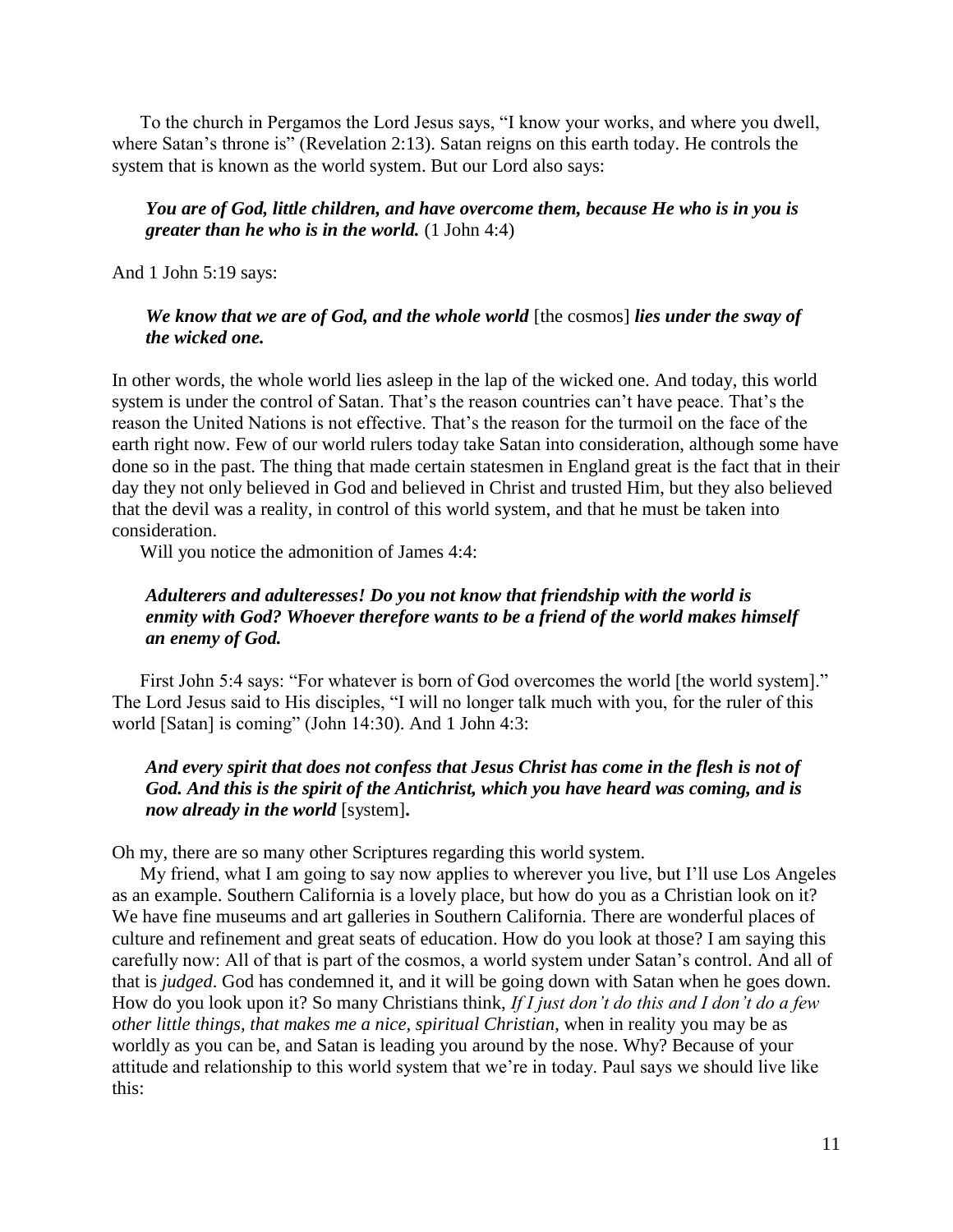To the church in Pergamos the Lord Jesus says, “I know your works, and where you dwell, where Satan’s throne is” (Revelation 2:13). Satan reigns on this earth today. He controls the system that is known as the world system. But our Lord also says:

> ***You are of God, little children, and have overcome them, because He who is in you is greater than he who is in the world.*** (1 John 4:4)

And 1 John 5:19 says:

> ***We know that we are of God, and the whole world*** [the cosmos] ***lies under the sway of the wicked one.***

In other words, the whole world lies asleep in the lap of the wicked one. And today, this world system is under the control of Satan. That’s the reason countries can’t have peace. That’s the reason the United Nations is not effective. That’s the reason for the turmoil on the face of the earth right now. Few of our world rulers today take Satan into consideration, although some have done so in the past. The thing that made certain statesmen in England great is the fact that in their day they not only believed in God and believed in Christ and trusted Him, but they also believed that the devil was a reality, in control of this world system, and that he must be taken into consideration.

Will you notice the admonition of James 4:4:

> ***Adulterers and adulteresses! Do you not know that friendship with the world is enmity with God? Whoever therefore wants to be a friend of the world makes himself an enemy of God.***

First John 5:4 says: “For whatever is born of God overcomes the world [the world system].” The Lord Jesus said to His disciples, “I will no longer talk much with you, for the ruler of this world [Satan] is coming” (John 14:30). And 1 John 4:3:

> ***And every spirit that does not confess that Jesus Christ has come in the flesh is not of God. And this is the spirit of the Antichrist, which you have heard was coming, and is now already in the world*** [system]**.**

Oh my, there are so many other Scriptures regarding this world system.

My friend, what I am going to say now applies to wherever you live, but I’ll use Los Angeles as an example. Southern California is a lovely place, but how do you as a Christian look on it? We have fine museums and art galleries in Southern California. There are wonderful places of culture and refinement and great seats of education. How do you look at those? I am saying this carefully now: All of that is part of the cosmos, a world system under Satan’s control. And all of that is *judged*. God has condemned it, and it will be going down with Satan when he goes down. How do you look upon it? So many Christians think, *If I just don’t do this and I don’t do a few other little things, that makes me a nice, spiritual Christian*, when in reality you may be as worldly as you can be, and Satan is leading you around by the nose. Why? Because of your attitude and relationship to this world system that we’re in today. Paul says we should live like this: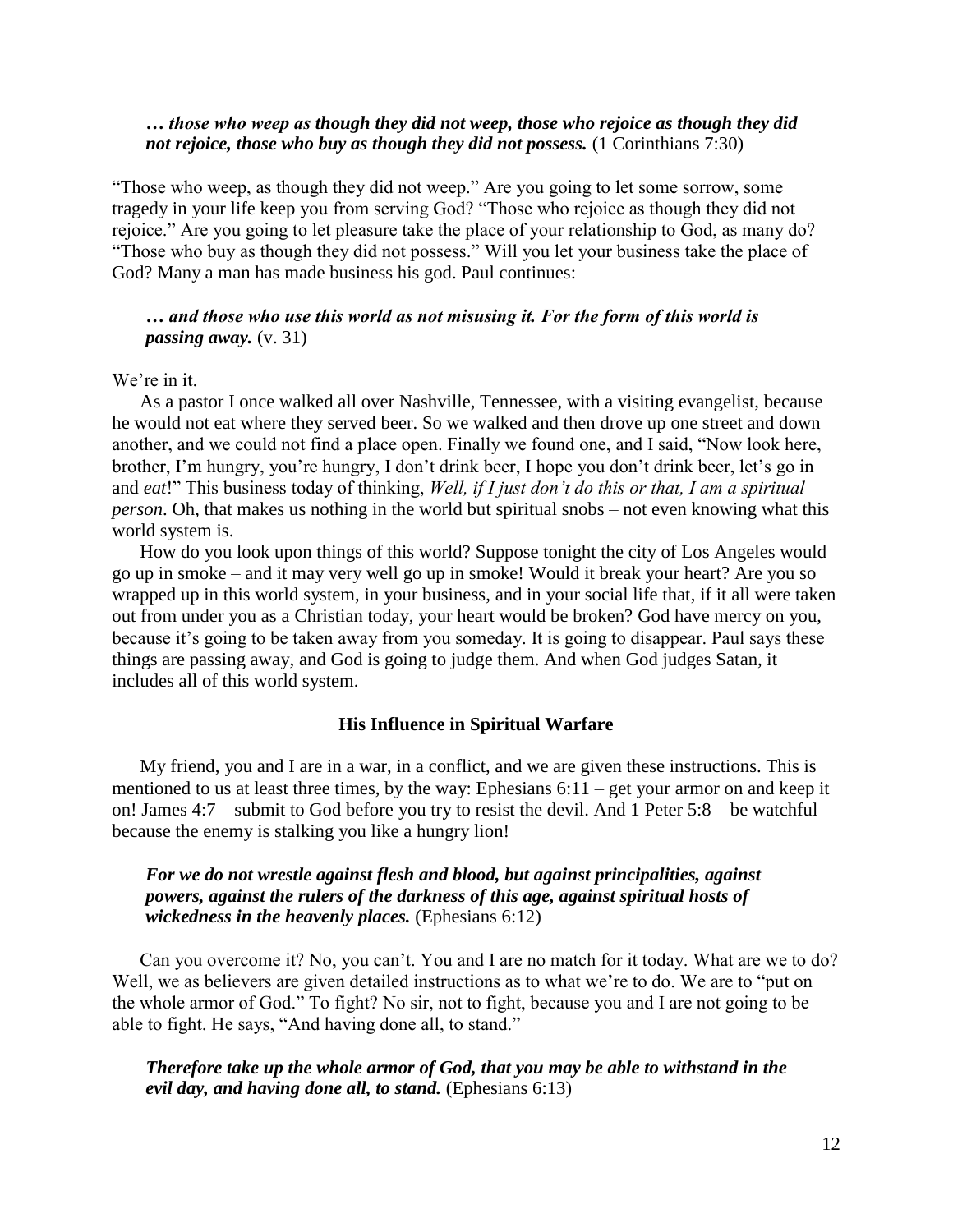> ***… those who weep as though they did not weep, those who rejoice as though they did not rejoice, those who buy as though they did not possess.*** (1 Corinthians 7:30)

"Those who weep, as though they did not weep." Are you going to let some sorrow, some tragedy in your life keep you from serving God? "Those who rejoice as though they did not rejoice." Are you going to let pleasure take the place of your relationship to God, as many do? "Those who buy as though they did not possess." Will you let your business take the place of God? Many a man has made business his god. Paul continues:

> ***… and those who use this world as not misusing it. For the form of this world is passing away.*** (v. 31)

We're in it.

As a pastor I once walked all over Nashville, Tennessee, with a visiting evangelist, because he would not eat where they served beer. So we walked and then drove up one street and down another, and we could not find a place open. Finally we found one, and I said, "Now look here, brother, I'm hungry, you're hungry, I don't drink beer, I hope you don't drink beer, let's go in and *eat*!" This business today of thinking, *Well, if I just don't do this or that, I am a spiritual person*. Oh, that makes us nothing in the world but spiritual snobs – not even knowing what this world system is.

How do you look upon things of this world? Suppose tonight the city of Los Angeles would go up in smoke – and it may very well go up in smoke! Would it break your heart? Are you so wrapped up in this world system, in your business, and in your social life that, if it all were taken out from under you as a Christian today, your heart would be broken? God have mercy on you, because it's going to be taken away from you someday. It is going to disappear. Paul says these things are passing away, and God is going to judge them. And when God judges Satan, it includes all of this world system.

### His Influence in Spiritual Warfare

My friend, you and I are in a war, in a conflict, and we are given these instructions. This is mentioned to us at least three times, by the way: Ephesians 6:11 – get your armor on and keep it on! James 4:7 – submit to God before you try to resist the devil. And 1 Peter 5:8 – be watchful because the enemy is stalking you like a hungry lion!

> ***For we do not wrestle against flesh and blood, but against principalities, against powers, against the rulers of the darkness of this age, against spiritual hosts of wickedness in the heavenly places.*** (Ephesians 6:12)

Can you overcome it? No, you can't. You and I are no match for it today. What are we to do? Well, we as believers are given detailed instructions as to what we're to do. We are to "put on the whole armor of God." To fight? No sir, not to fight, because you and I are not going to be able to fight. He says, "And having done all, to stand."

> ***Therefore take up the whole armor of God, that you may be able to withstand in the evil day, and having done all, to stand.*** (Ephesians 6:13)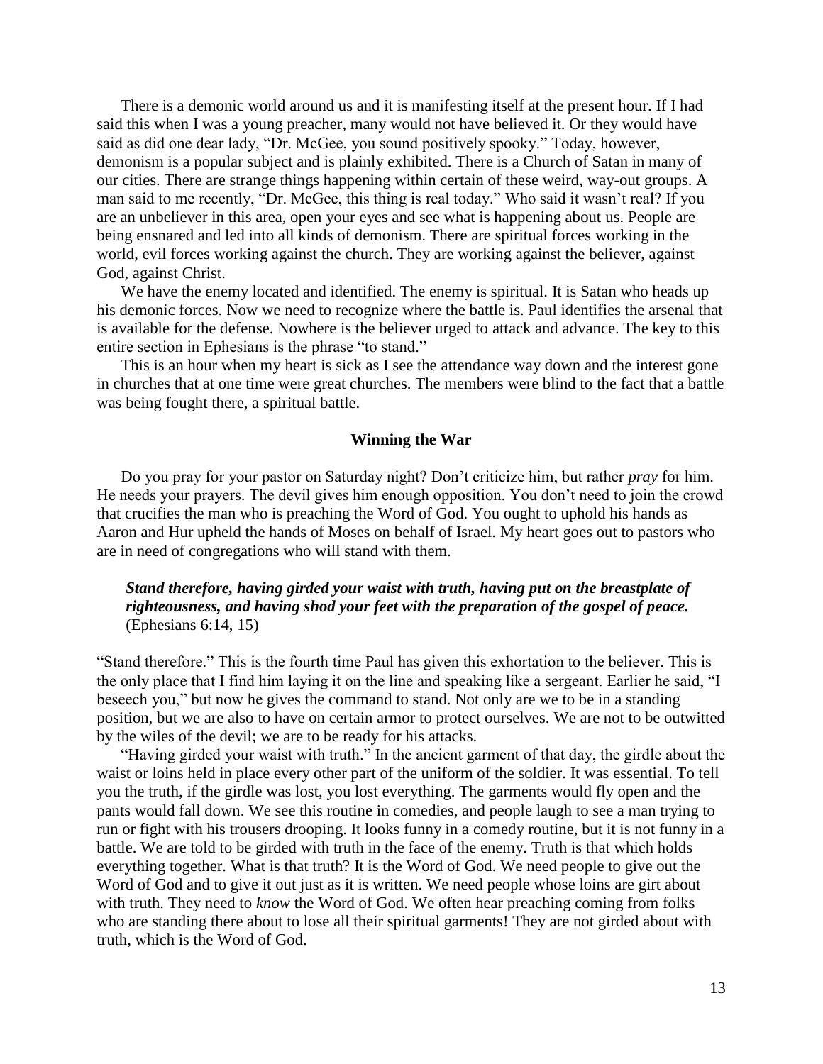There is a demonic world around us and it is manifesting itself at the present hour. If I had said this when I was a young preacher, many would not have believed it. Or they would have said as did one dear lady, "Dr. McGee, you sound positively spooky." Today, however, demonism is a popular subject and is plainly exhibited. There is a Church of Satan in many of our cities. There are strange things happening within certain of these weird, way-out groups. A man said to me recently, "Dr. McGee, this thing is real today." Who said it wasn't real? If you are an unbeliever in this area, open your eyes and see what is happening about us. People are being ensnared and led into all kinds of demonism. There are spiritual forces working in the world, evil forces working against the church. They are working against the believer, against God, against Christ.

We have the enemy located and identified. The enemy is spiritual. It is Satan who heads up his demonic forces. Now we need to recognize where the battle is. Paul identifies the arsenal that is available for the defense. Nowhere is the believer urged to attack and advance. The key to this entire section in Ephesians is the phrase "to stand."

This is an hour when my heart is sick as I see the attendance way down and the interest gone in churches that at one time were great churches. The members were blind to the fact that a battle was being fought there, a spiritual battle.

### Winning the War

Do you pray for your pastor on Saturday night? Don't criticize him, but rather *pray* for him. He needs your prayers. The devil gives him enough opposition. You don't need to join the crowd that crucifies the man who is preaching the Word of God. You ought to uphold his hands as Aaron and Hur upheld the hands of Moses on behalf of Israel. My heart goes out to pastors who are in need of congregations who will stand with them.

> ***Stand therefore, having girded your waist with truth, having put on the breastplate of righteousness, and having shod your feet with the preparation of the gospel of peace.*** (Ephesians 6:14, 15)

"Stand therefore." This is the fourth time Paul has given this exhortation to the believer. This is the only place that I find him laying it on the line and speaking like a sergeant. Earlier he said, "I beseech you," but now he gives the command to stand. Not only are we to be in a standing position, but we are also to have on certain armor to protect ourselves. We are not to be outwitted by the wiles of the devil; we are to be ready for his attacks.

"Having girded your waist with truth." In the ancient garment of that day, the girdle about the waist or loins held in place every other part of the uniform of the soldier. It was essential. To tell you the truth, if the girdle was lost, you lost everything. The garments would fly open and the pants would fall down. We see this routine in comedies, and people laugh to see a man trying to run or fight with his trousers drooping. It looks funny in a comedy routine, but it is not funny in a battle. We are told to be girded with truth in the face of the enemy. Truth is that which holds everything together. What is that truth? It is the Word of God. We need people to give out the Word of God and to give it out just as it is written. We need people whose loins are girt about with truth. They need to *know* the Word of God. We often hear preaching coming from folks who are standing there about to lose all their spiritual garments! They are not girded about with truth, which is the Word of God.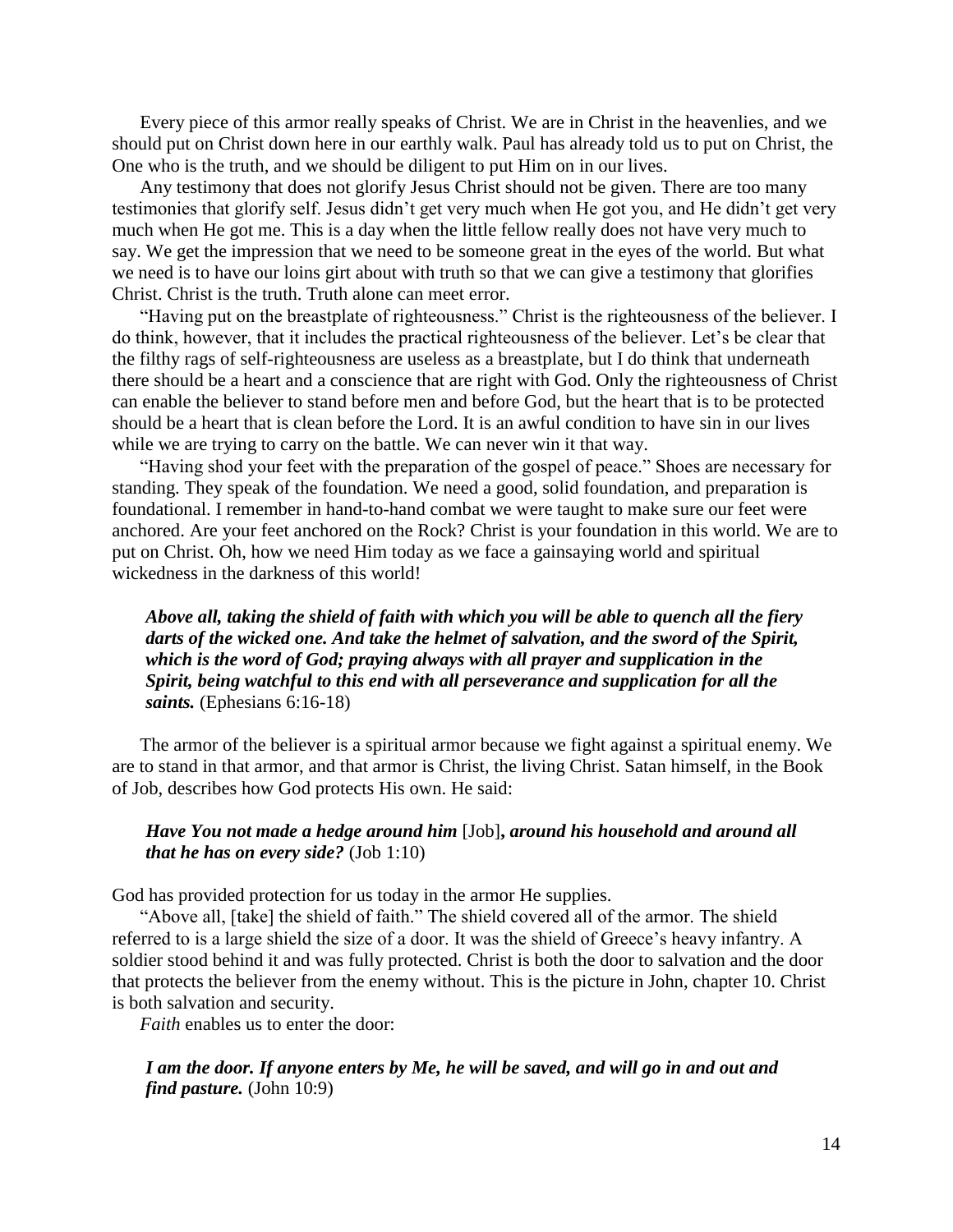Every piece of this armor really speaks of Christ. We are in Christ in the heavenlies, and we should put on Christ down here in our earthly walk. Paul has already told us to put on Christ, the One who is the truth, and we should be diligent to put Him on in our lives.

Any testimony that does not glorify Jesus Christ should not be given. There are too many testimonies that glorify self. Jesus didn't get very much when He got you, and He didn't get very much when He got me. This is a day when the little fellow really does not have very much to say. We get the impression that we need to be someone great in the eyes of the world. But what we need is to have our loins girt about with truth so that we can give a testimony that glorifies Christ. Christ is the truth. Truth alone can meet error.

"Having put on the breastplate of righteousness." Christ is the righteousness of the believer. I do think, however, that it includes the practical righteousness of the believer. Let's be clear that the filthy rags of self-righteousness are useless as a breastplate, but I do think that underneath there should be a heart and a conscience that are right with God. Only the righteousness of Christ can enable the believer to stand before men and before God, but the heart that is to be protected should be a heart that is clean before the Lord. It is an awful condition to have sin in our lives while we are trying to carry on the battle. We can never win it that way.

"Having shod your feet with the preparation of the gospel of peace." Shoes are necessary for standing. They speak of the foundation. We need a good, solid foundation, and preparation is foundational. I remember in hand-to-hand combat we were taught to make sure our feet were anchored. Are your feet anchored on the Rock? Christ is your foundation in this world. We are to put on Christ. Oh, how we need Him today as we face a gainsaying world and spiritual wickedness in the darkness of this world!

> ***Above all, taking the shield of faith with which you will be able to quench all the fiery darts of the wicked one. And take the helmet of salvation, and the sword of the Spirit, which is the word of God; praying always with all prayer and supplication in the Spirit, being watchful to this end with all perseverance and supplication for all the saints.*** (Ephesians 6:16-18)

The armor of the believer is a spiritual armor because we fight against a spiritual enemy. We are to stand in that armor, and that armor is Christ, the living Christ. Satan himself, in the Book of Job, describes how God protects His own. He said:

> ***Have You not made a hedge around him*** [Job]***, around his household and around all that he has on every side?*** (Job 1:10)

God has provided protection for us today in the armor He supplies.

"Above all, [take] the shield of faith." The shield covered all of the armor. The shield referred to is a large shield the size of a door. It was the shield of Greece's heavy infantry. A soldier stood behind it and was fully protected. Christ is both the door to salvation and the door that protects the believer from the enemy without. This is the picture in John, chapter 10. Christ is both salvation and security.

*Faith* enables us to enter the door:

> ***I am the door. If anyone enters by Me, he will be saved, and will go in and out and find pasture.*** (John 10:9)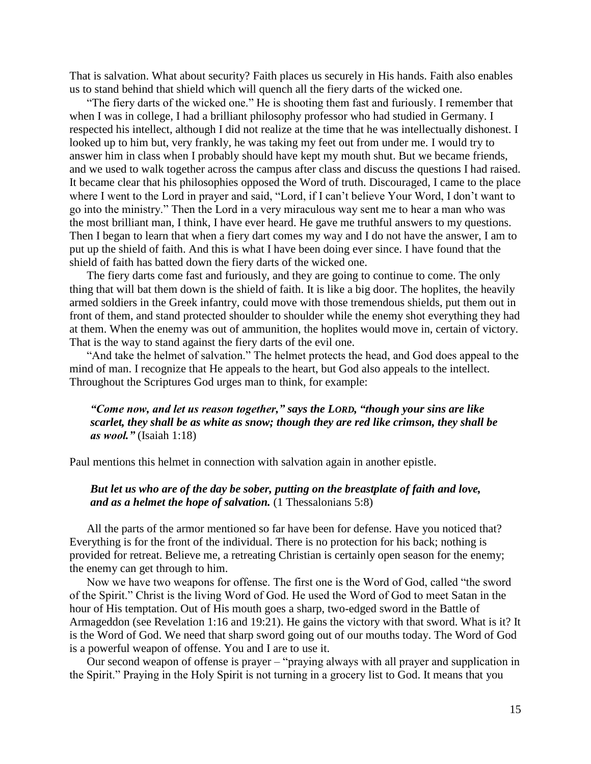That is salvation. What about security? Faith places us securely in His hands. Faith also enables us to stand behind that shield which will quench all the fiery darts of the wicked one.

"The fiery darts of the wicked one." He is shooting them fast and furiously. I remember that when I was in college, I had a brilliant philosophy professor who had studied in Germany. I respected his intellect, although I did not realize at the time that he was intellectually dishonest. I looked up to him but, very frankly, he was taking my feet out from under me. I would try to answer him in class when I probably should have kept my mouth shut. But we became friends, and we used to walk together across the campus after class and discuss the questions I had raised. It became clear that his philosophies opposed the Word of truth. Discouraged, I came to the place where I went to the Lord in prayer and said, "Lord, if I can't believe Your Word, I don't want to go into the ministry." Then the Lord in a very miraculous way sent me to hear a man who was the most brilliant man, I think, I have ever heard. He gave me truthful answers to my questions. Then I began to learn that when a fiery dart comes my way and I do not have the answer, I am to put up the shield of faith. And this is what I have been doing ever since. I have found that the shield of faith has batted down the fiery darts of the wicked one.

The fiery darts come fast and furiously, and they are going to continue to come. The only thing that will bat them down is the shield of faith. It is like a big door. The hoplites, the heavily armed soldiers in the Greek infantry, could move with those tremendous shields, put them out in front of them, and stand protected shoulder to shoulder while the enemy shot everything they had at them. When the enemy was out of ammunition, the hoplites would move in, certain of victory. That is the way to stand against the fiery darts of the evil one.

"And take the helmet of salvation." The helmet protects the head, and God does appeal to the mind of man. I recognize that He appeals to the heart, but God also appeals to the intellect. Throughout the Scriptures God urges man to think, for example:

> ***"Come now, and let us reason together," says the LORD, "though your sins are like scarlet, they shall be as white as snow; though they are red like crimson, they shall be as wool."*** (Isaiah 1:18)

Paul mentions this helmet in connection with salvation again in another epistle.

> ***But let us who are of the day be sober, putting on the breastplate of faith and love, and as a helmet the hope of salvation.*** (1 Thessalonians 5:8)

All the parts of the armor mentioned so far have been for defense. Have you noticed that? Everything is for the front of the individual. There is no protection for his back; nothing is provided for retreat. Believe me, a retreating Christian is certainly open season for the enemy; the enemy can get through to him.

Now we have two weapons for offense. The first one is the Word of God, called "the sword of the Spirit." Christ is the living Word of God. He used the Word of God to meet Satan in the hour of His temptation. Out of His mouth goes a sharp, two-edged sword in the Battle of Armageddon (see Revelation 1:16 and 19:21). He gains the victory with that sword. What is it? It is the Word of God. We need that sharp sword going out of our mouths today. The Word of God is a powerful weapon of offense. You and I are to use it.

Our second weapon of offense is prayer – "praying always with all prayer and supplication in the Spirit." Praying in the Holy Spirit is not turning in a grocery list to God. It means that you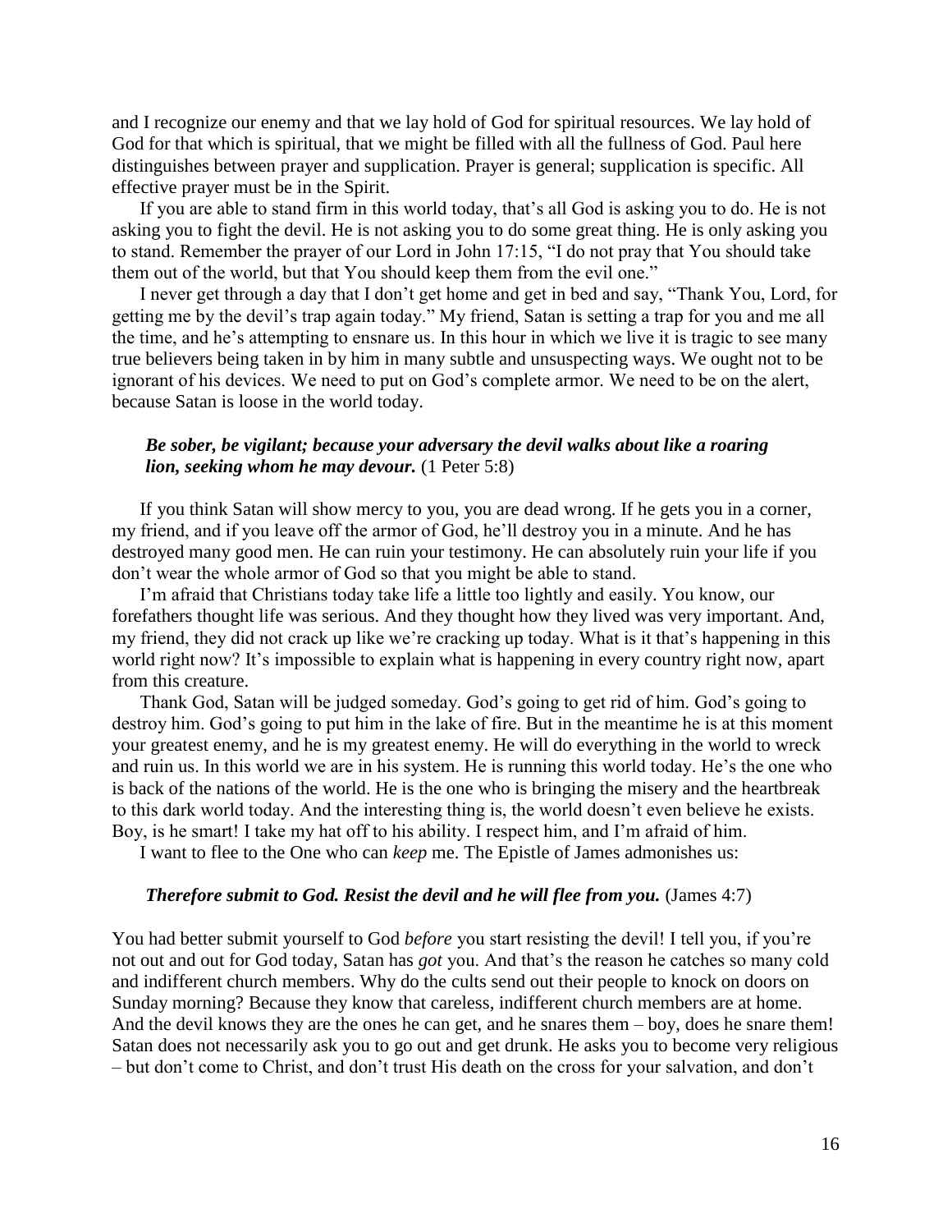and I recognize our enemy and that we lay hold of God for spiritual resources. We lay hold of God for that which is spiritual, that we might be filled with all the fullness of God. Paul here distinguishes between prayer and supplication. Prayer is general; supplication is specific. All effective prayer must be in the Spirit.

If you are able to stand firm in this world today, that's all God is asking you to do. He is not asking you to fight the devil. He is not asking you to do some great thing. He is only asking you to stand. Remember the prayer of our Lord in John 17:15, "I do not pray that You should take them out of the world, but that You should keep them from the evil one."

I never get through a day that I don't get home and get in bed and say, "Thank You, Lord, for getting me by the devil's trap again today." My friend, Satan is setting a trap for you and me all the time, and he's attempting to ensnare us. In this hour in which we live it is tragic to see many true believers being taken in by him in many subtle and unsuspecting ways. We ought not to be ignorant of his devices. We need to put on God's complete armor. We need to be on the alert, because Satan is loose in the world today.

> ***Be sober, be vigilant; because your adversary the devil walks about like a roaring lion, seeking whom he may devour.*** (1 Peter 5:8)

If you think Satan will show mercy to you, you are dead wrong. If he gets you in a corner, my friend, and if you leave off the armor of God, he'll destroy you in a minute. And he has destroyed many good men. He can ruin your testimony. He can absolutely ruin your life if you don't wear the whole armor of God so that you might be able to stand.

I'm afraid that Christians today take life a little too lightly and easily. You know, our forefathers thought life was serious. And they thought how they lived was very important. And, my friend, they did not crack up like we're cracking up today. What is it that's happening in this world right now? It's impossible to explain what is happening in every country right now, apart from this creature.

Thank God, Satan will be judged someday. God's going to get rid of him. God's going to destroy him. God's going to put him in the lake of fire. But in the meantime he is at this moment your greatest enemy, and he is my greatest enemy. He will do everything in the world to wreck and ruin us. In this world we are in his system. He is running this world today. He's the one who is back of the nations of the world. He is the one who is bringing the misery and the heartbreak to this dark world today. And the interesting thing is, the world doesn't even believe he exists. Boy, is he smart! I take my hat off to his ability. I respect him, and I'm afraid of him.

I want to flee to the One who can *keep* me. The Epistle of James admonishes us:

> ***Therefore submit to God. Resist the devil and he will flee from you.*** (James 4:7)

You had better submit yourself to God *before* you start resisting the devil! I tell you, if you're not out and out for God today, Satan has *got* you. And that's the reason he catches so many cold and indifferent church members. Why do the cults send out their people to knock on doors on Sunday morning? Because they know that careless, indifferent church members are at home. And the devil knows they are the ones he can get, and he snares them – boy, does he snare them! Satan does not necessarily ask you to go out and get drunk. He asks you to become very religious – but don't come to Christ, and don't trust His death on the cross for your salvation, and don't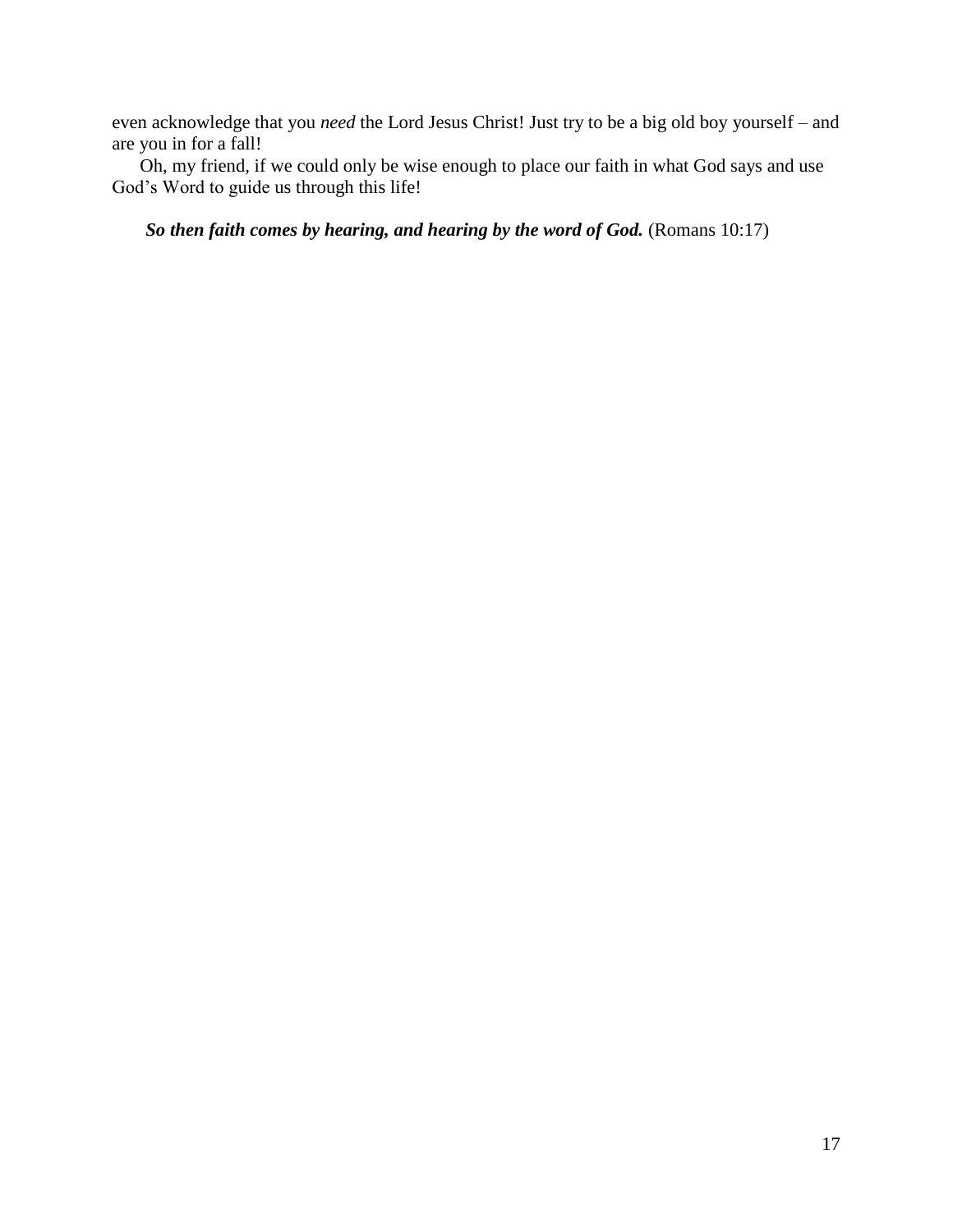even acknowledge that you *need* the Lord Jesus Christ! Just try to be a big old boy yourself – and are you in for a fall!

Oh, my friend, if we could only be wise enough to place our faith in what God says and use God's Word to guide us through this life!

***So then faith comes by hearing, and hearing by the word of God.*** (Romans 10:17)